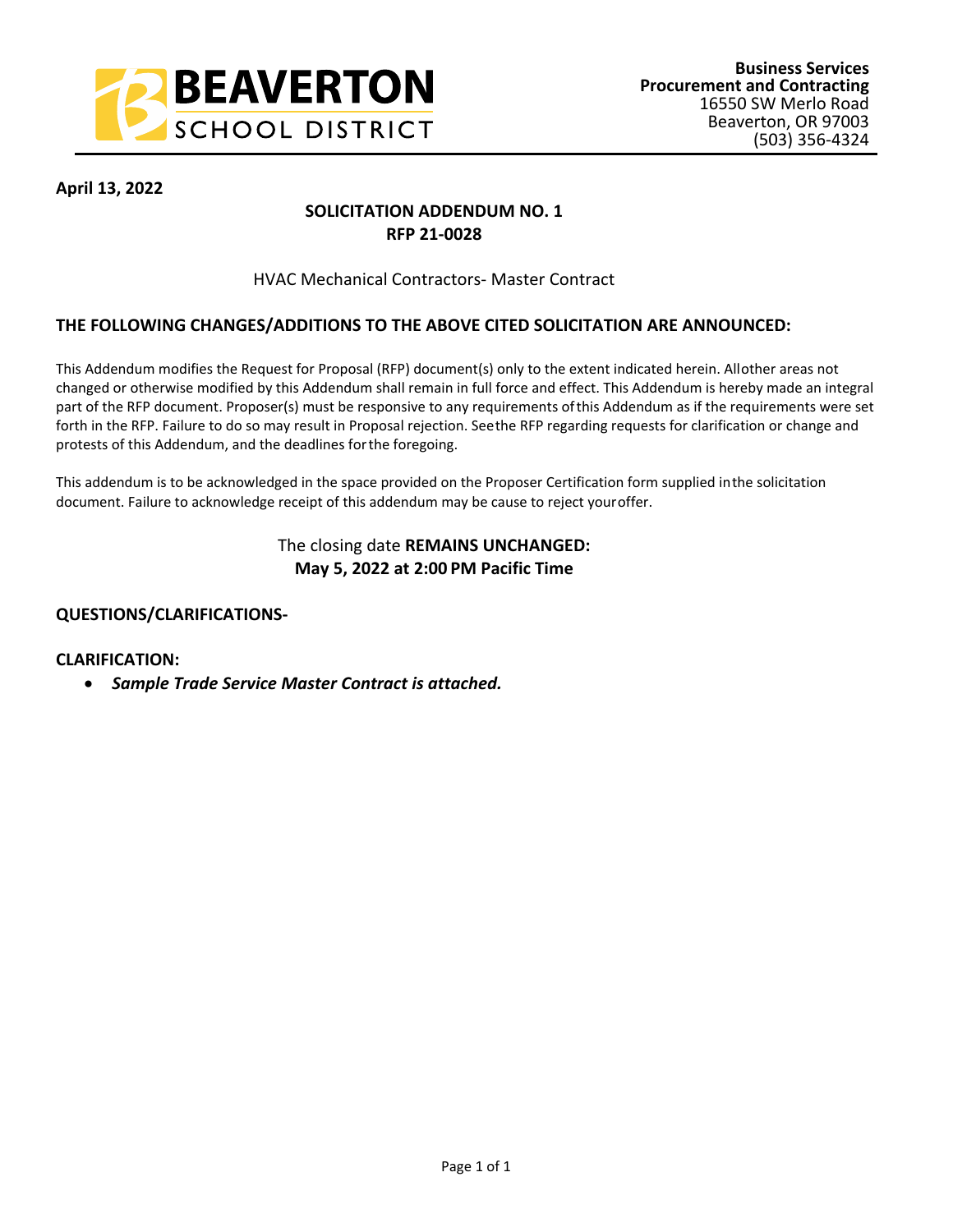BEAVERTON SCHOOL DISTRICT

**Business Services**
**Procurement and Contracting**
16550 SW Merlo Road
Beaverton, OR 97003
(503) 356-4324

**April 13, 2022**

**SOLICITATION ADDENDUM NO. 1**
**RFP 21-0028**

HVAC Mechanical Contractors- Master Contract

## THE FOLLOWING CHANGES/ADDITIONS TO THE ABOVE CITED SOLICITATION ARE ANNOUNCED:

This Addendum modifies the Request for Proposal (RFP) document(s) only to the extent indicated herein. All other areas not changed or otherwise modified by this Addendum shall remain in full force and effect. This Addendum is hereby made an integral part of the RFP document. Proposer(s) must be responsive to any requirements of this Addendum as if the requirements were set forth in the RFP. Failure to do so may result in Proposal rejection. See the RFP regarding requests for clarification or change and protests of this Addendum, and the deadlines for the foregoing.

This addendum is to be acknowledged in the space provided on the Proposer Certification form supplied in the solicitation document. Failure to acknowledge receipt of this addendum may be cause to reject your offer.

The closing date **REMAINS UNCHANGED:**
**May 5, 2022 at 2:00 PM Pacific Time**

**QUESTIONS/CLARIFICATIONS-**

**CLARIFICATION:**

- ***Sample Trade Service Master Contract is attached.***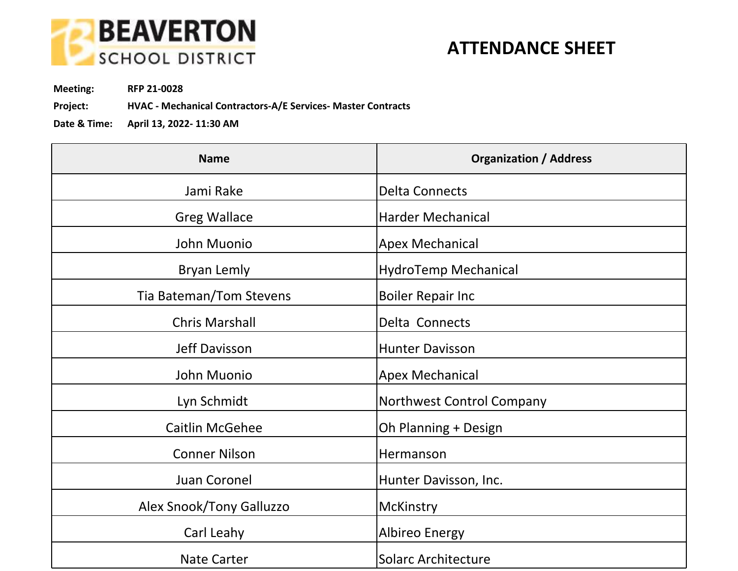BEAVERTON SCHOOL DISTRICT

# ATTENDANCE SHEET

**Meeting:** RFP 21-0028

**Project:** HVAC - Mechanical Contractors-A/E Services- Master Contracts

**Date & Time:** April 13, 2022- 11:30 AM

| Name | Organization / Address |
|---|---|
| Jami Rake | Delta Connects |
| Greg Wallace | Harder Mechanical |
| John Muonio | Apex Mechanical |
| Bryan Lemly | HydroTemp Mechanical |
| Tia Bateman/Tom Stevens | Boiler Repair Inc |
| Chris Marshall | Delta Connects |
| Jeff Davisson | Hunter Davisson |
| John Muonio | Apex Mechanical |
| Lyn Schmidt | Northwest Control Company |
| Caitlin McGehee | Oh Planning + Design |
| Conner Nilson | Hermanson |
| Juan Coronel | Hunter Davisson, Inc. |
| Alex Snook/Tony Galluzzo | McKinstry |
| Carl Leahy | Albireo Energy |
| Nate Carter | Solarc Architecture |